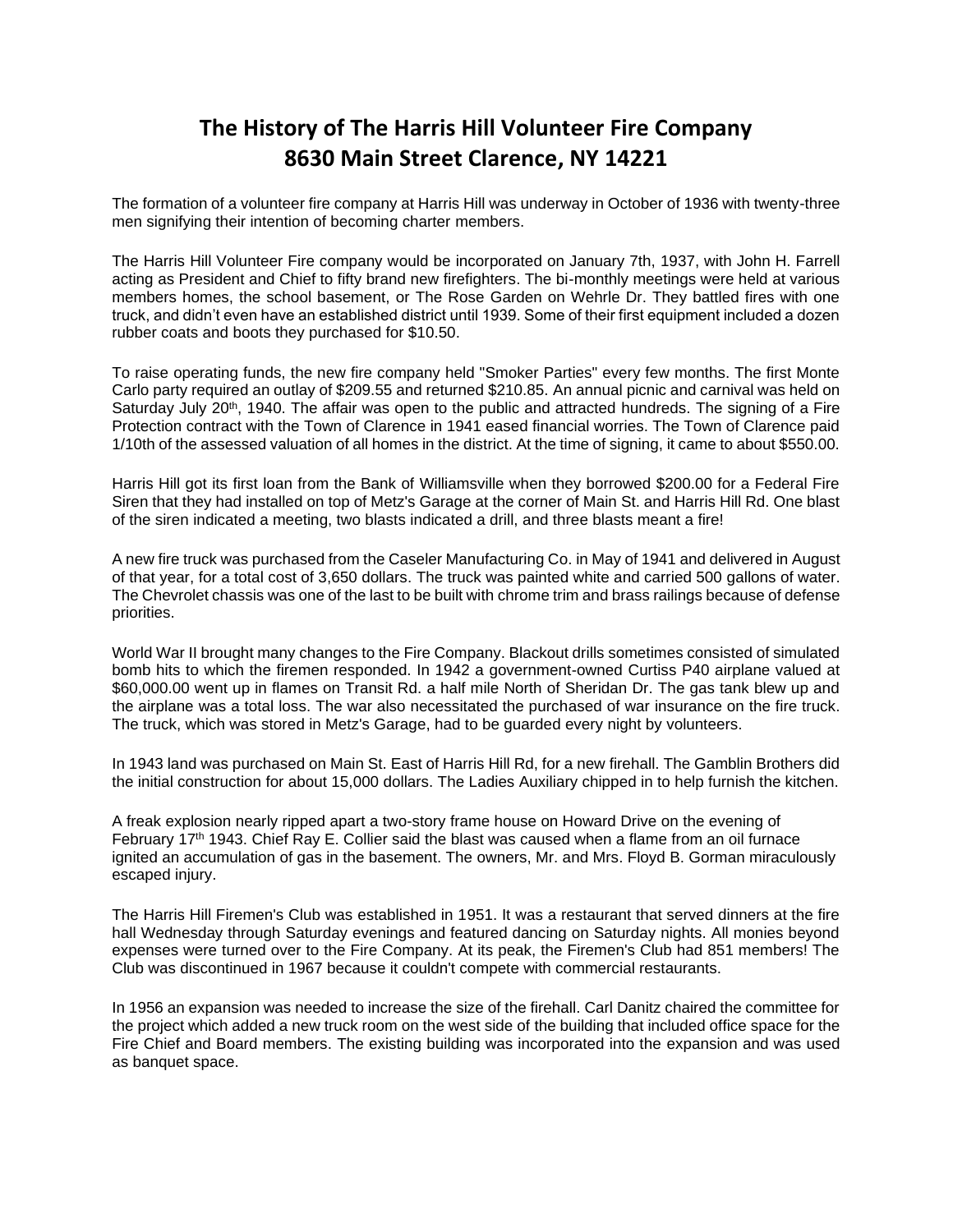# The History of The Harris Hill Volunteer Fire Company
# 8630 Main Street Clarence, NY 14221

The formation of a volunteer fire company at Harris Hill was underway in October of 1936 with twenty-three men signifying their intention of becoming charter members.

The Harris Hill Volunteer Fire company would be incorporated on January 7th, 1937, with John H. Farrell acting as President and Chief to fifty brand new firefighters. The bi-monthly meetings were held at various members homes, the school basement, or The Rose Garden on Wehrle Dr. They battled fires with one truck, and didn't even have an established district until 1939. Some of their first equipment included a dozen rubber coats and boots they purchased for $10.50.

To raise operating funds, the new fire company held "Smoker Parties" every few months. The first Monte Carlo party required an outlay of $209.55 and returned $210.85. An annual picnic and carnival was held on Saturday July 20th, 1940. The affair was open to the public and attracted hundreds. The signing of a Fire Protection contract with the Town of Clarence in 1941 eased financial worries. The Town of Clarence paid 1/10th of the assessed valuation of all homes in the district. At the time of signing, it came to about $550.00.

Harris Hill got its first loan from the Bank of Williamsville when they borrowed $200.00 for a Federal Fire Siren that they had installed on top of Metz's Garage at the corner of Main St. and Harris Hill Rd. One blast of the siren indicated a meeting, two blasts indicated a drill, and three blasts meant a fire!

A new fire truck was purchased from the Caseler Manufacturing Co. in May of 1941 and delivered in August of that year, for a total cost of 3,650 dollars. The truck was painted white and carried 500 gallons of water. The Chevrolet chassis was one of the last to be built with chrome trim and brass railings because of defense priorities.

World War II brought many changes to the Fire Company. Blackout drills sometimes consisted of simulated bomb hits to which the firemen responded. In 1942 a government-owned Curtiss P40 airplane valued at $60,000.00 went up in flames on Transit Rd. a half mile North of Sheridan Dr. The gas tank blew up and the airplane was a total loss. The war also necessitated the purchased of war insurance on the fire truck. The truck, which was stored in Metz's Garage, had to be guarded every night by volunteers.

In 1943 land was purchased on Main St. East of Harris Hill Rd, for a new firehall. The Gamblin Brothers did the initial construction for about 15,000 dollars. The Ladies Auxiliary chipped in to help furnish the kitchen.

A freak explosion nearly ripped apart a two-story frame house on Howard Drive on the evening of February 17th 1943. Chief Ray E. Collier said the blast was caused when a flame from an oil furnace ignited an accumulation of gas in the basement. The owners, Mr. and Mrs. Floyd B. Gorman miraculously escaped injury.

The Harris Hill Firemen's Club was established in 1951. It was a restaurant that served dinners at the fire hall Wednesday through Saturday evenings and featured dancing on Saturday nights. All monies beyond expenses were turned over to the Fire Company. At its peak, the Firemen's Club had 851 members! The Club was discontinued in 1967 because it couldn't compete with commercial restaurants.

In 1956 an expansion was needed to increase the size of the firehall. Carl Danitz chaired the committee for the project which added a new truck room on the west side of the building that included office space for the Fire Chief and Board members. The existing building was incorporated into the expansion and was used as banquet space.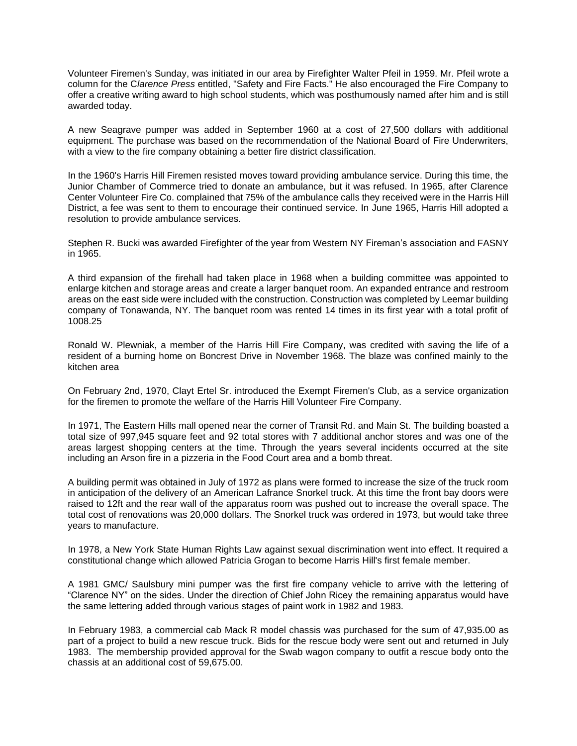Volunteer Firemen's Sunday, was initiated in our area by Firefighter Walter Pfeil in 1959. Mr. Pfeil wrote a column for the C*larence Press* entitled, "Safety and Fire Facts." He also encouraged the Fire Company to offer a creative writing award to high school students, which was posthumously named after him and is still awarded today.

A new Seagrave pumper was added in September 1960 at a cost of 27,500 dollars with additional equipment. The purchase was based on the recommendation of the National Board of Fire Underwriters, with a view to the fire company obtaining a better fire district classification.

In the 1960's Harris Hill Firemen resisted moves toward providing ambulance service. During this time, the Junior Chamber of Commerce tried to donate an ambulance, but it was refused. In 1965, after Clarence Center Volunteer Fire Co. complained that 75% of the ambulance calls they received were in the Harris Hill District, a fee was sent to them to encourage their continued service. In June 1965, Harris Hill adopted a resolution to provide ambulance services.

Stephen R. Bucki was awarded Firefighter of the year from Western NY Fireman's association and FASNY in 1965.

A third expansion of the firehall had taken place in 1968 when a building committee was appointed to enlarge kitchen and storage areas and create a larger banquet room. An expanded entrance and restroom areas on the east side were included with the construction. Construction was completed by Leemar building company of Tonawanda, NY. The banquet room was rented 14 times in its first year with a total profit of 1008.25

Ronald W. Plewniak, a member of the Harris Hill Fire Company, was credited with saving the life of a resident of a burning home on Boncrest Drive in November 1968. The blaze was confined mainly to the kitchen area

On February 2nd, 1970, Clayt Ertel Sr. introduced the Exempt Firemen's Club, as a service organization for the firemen to promote the welfare of the Harris Hill Volunteer Fire Company.

In 1971, The Eastern Hills mall opened near the corner of Transit Rd. and Main St. The building boasted a total size of 997,945 square feet and 92 total stores with 7 additional anchor stores and was one of the areas largest shopping centers at the time. Through the years several incidents occurred at the site including an Arson fire in a pizzeria in the Food Court area and a bomb threat.

A building permit was obtained in July of 1972 as plans were formed to increase the size of the truck room in anticipation of the delivery of an American Lafrance Snorkel truck. At this time the front bay doors were raised to 12ft and the rear wall of the apparatus room was pushed out to increase the overall space. The total cost of renovations was 20,000 dollars. The Snorkel truck was ordered in 1973, but would take three years to manufacture.

In 1978, a New York State Human Rights Law against sexual discrimination went into effect. It required a constitutional change which allowed Patricia Grogan to become Harris Hill's first female member.

A 1981 GMC/ Saulsbury mini pumper was the first fire company vehicle to arrive with the lettering of "Clarence NY" on the sides. Under the direction of Chief John Ricey the remaining apparatus would have the same lettering added through various stages of paint work in 1982 and 1983.

In February 1983, a commercial cab Mack R model chassis was purchased for the sum of 47,935.00 as part of a project to build a new rescue truck. Bids for the rescue body were sent out and returned in July 1983. The membership provided approval for the Swab wagon company to outfit a rescue body onto the chassis at an additional cost of 59,675.00.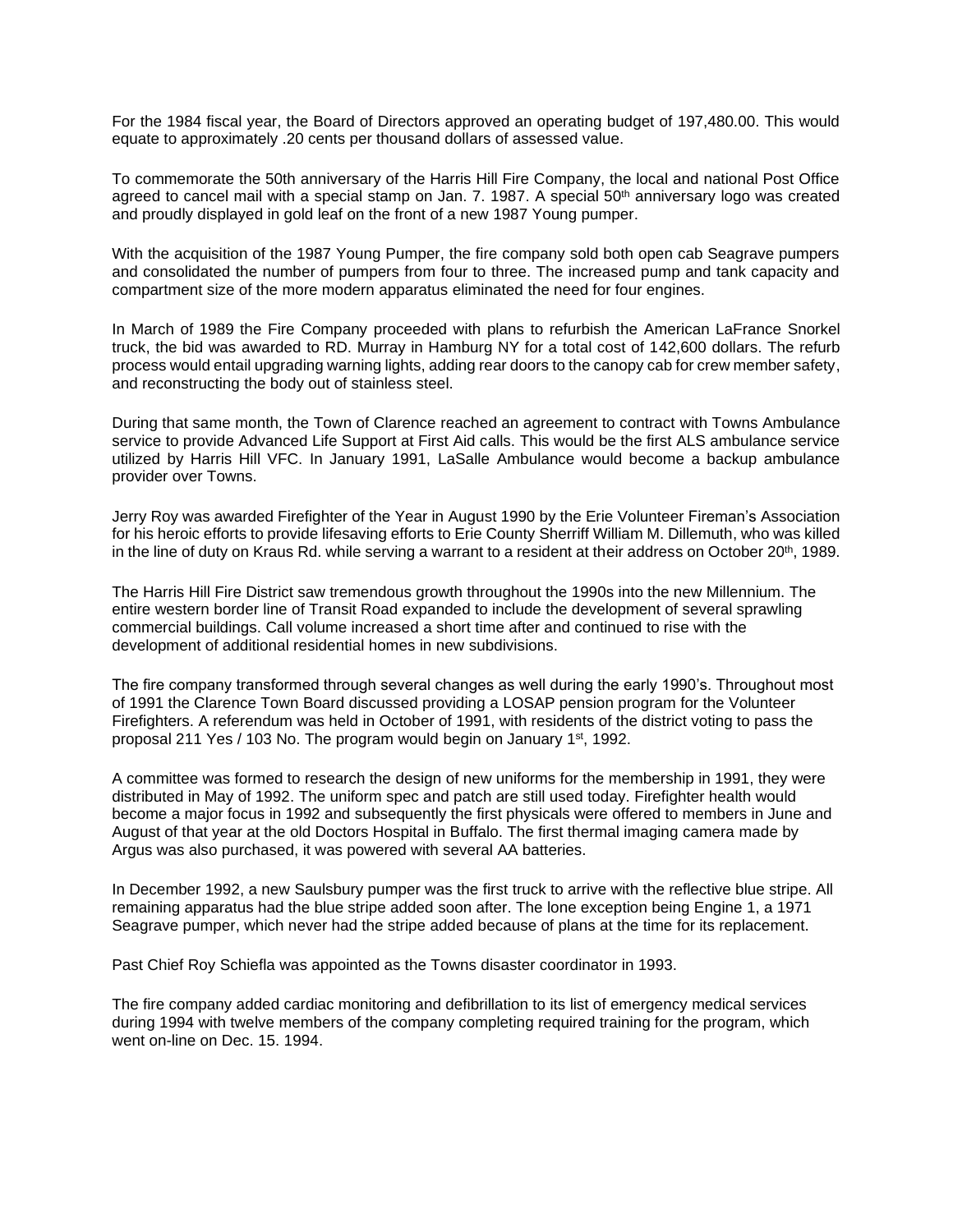For the 1984 fiscal year, the Board of Directors approved an operating budget of 197,480.00. This would equate to approximately .20 cents per thousand dollars of assessed value.

To commemorate the 50th anniversary of the Harris Hill Fire Company, the local and national Post Office agreed to cancel mail with a special stamp on Jan. 7. 1987. A special 50th anniversary logo was created and proudly displayed in gold leaf on the front of a new 1987 Young pumper.

With the acquisition of the 1987 Young Pumper, the fire company sold both open cab Seagrave pumpers and consolidated the number of pumpers from four to three. The increased pump and tank capacity and compartment size of the more modern apparatus eliminated the need for four engines.

In March of 1989 the Fire Company proceeded with plans to refurbish the American LaFrance Snorkel truck, the bid was awarded to RD. Murray in Hamburg NY for a total cost of 142,600 dollars. The refurb process would entail upgrading warning lights, adding rear doors to the canopy cab for crew member safety, and reconstructing the body out of stainless steel.

During that same month, the Town of Clarence reached an agreement to contract with Towns Ambulance service to provide Advanced Life Support at First Aid calls. This would be the first ALS ambulance service utilized by Harris Hill VFC. In January 1991, LaSalle Ambulance would become a backup ambulance provider over Towns.

Jerry Roy was awarded Firefighter of the Year in August 1990 by the Erie Volunteer Fireman's Association for his heroic efforts to provide lifesaving efforts to Erie County Sherriff William M. Dillemuth, who was killed in the line of duty on Kraus Rd. while serving a warrant to a resident at their address on October 20th, 1989.

The Harris Hill Fire District saw tremendous growth throughout the 1990s into the new Millennium. The entire western border line of Transit Road expanded to include the development of several sprawling commercial buildings. Call volume increased a short time after and continued to rise with the development of additional residential homes in new subdivisions.

The fire company transformed through several changes as well during the early 1990's. Throughout most of 1991 the Clarence Town Board discussed providing a LOSAP pension program for the Volunteer Firefighters. A referendum was held in October of 1991, with residents of the district voting to pass the proposal 211 Yes / 103 No. The program would begin on January 1st, 1992.

A committee was formed to research the design of new uniforms for the membership in 1991, they were distributed in May of 1992. The uniform spec and patch are still used today. Firefighter health would become a major focus in 1992 and subsequently the first physicals were offered to members in June and August of that year at the old Doctors Hospital in Buffalo. The first thermal imaging camera made by Argus was also purchased, it was powered with several AA batteries.

In December 1992, a new Saulsbury pumper was the first truck to arrive with the reflective blue stripe. All remaining apparatus had the blue stripe added soon after. The lone exception being Engine 1, a 1971 Seagrave pumper, which never had the stripe added because of plans at the time for its replacement.

Past Chief Roy Schiefla was appointed as the Towns disaster coordinator in 1993.

The fire company added cardiac monitoring and defibrillation to its list of emergency medical services during 1994 with twelve members of the company completing required training for the program, which went on-line on Dec. 15. 1994.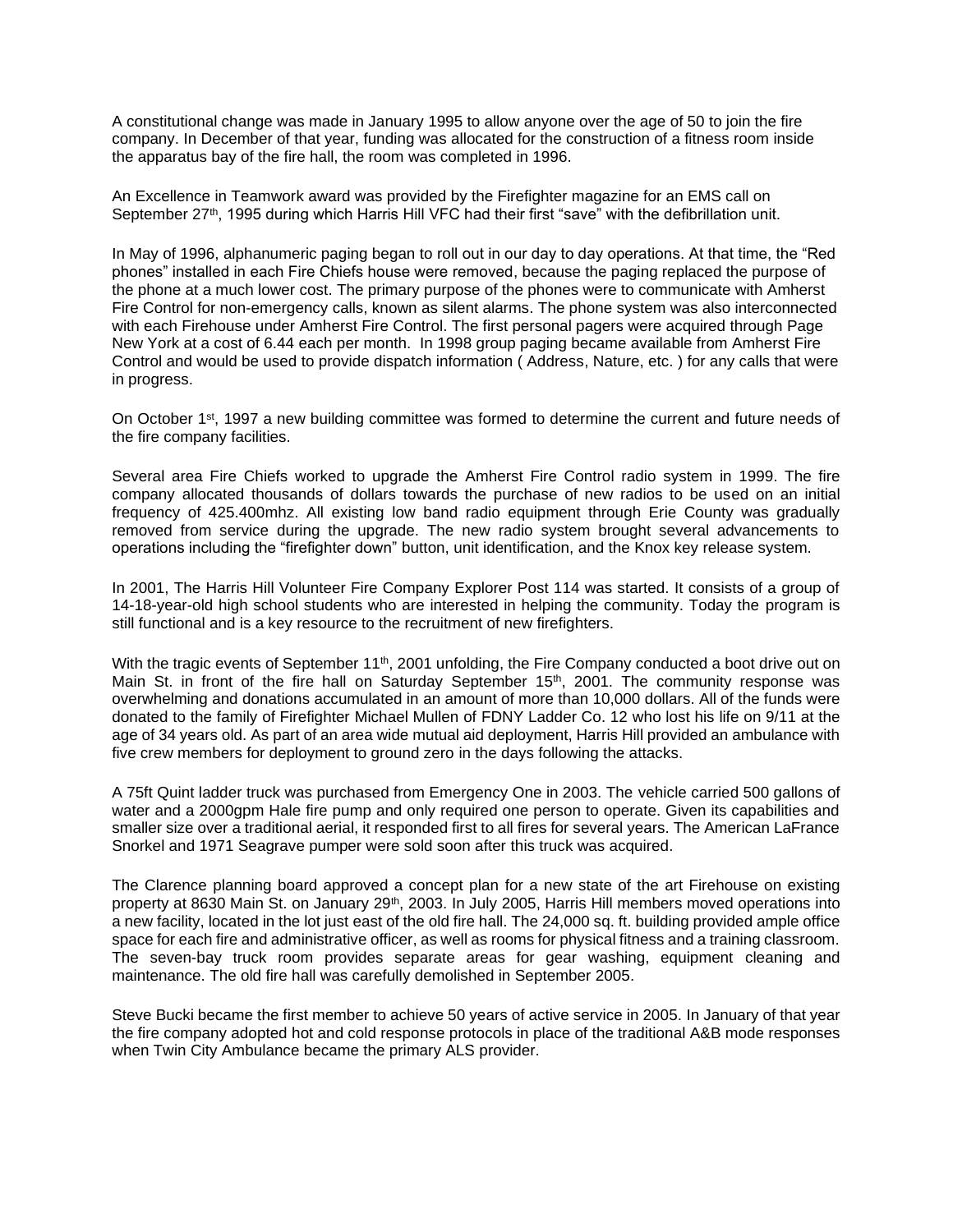A constitutional change was made in January 1995 to allow anyone over the age of 50 to join the fire company. In December of that year, funding was allocated for the construction of a fitness room inside the apparatus bay of the fire hall, the room was completed in 1996.

An Excellence in Teamwork award was provided by the Firefighter magazine for an EMS call on September 27th, 1995 during which Harris Hill VFC had their first "save" with the defibrillation unit.

In May of 1996, alphanumeric paging began to roll out in our day to day operations. At that time, the "Red phones" installed in each Fire Chiefs house were removed, because the paging replaced the purpose of the phone at a much lower cost. The primary purpose of the phones were to communicate with Amherst Fire Control for non-emergency calls, known as silent alarms. The phone system was also interconnected with each Firehouse under Amherst Fire Control. The first personal pagers were acquired through Page New York at a cost of 6.44 each per month. In 1998 group paging became available from Amherst Fire Control and would be used to provide dispatch information ( Address, Nature, etc. ) for any calls that were in progress.

On October 1st, 1997 a new building committee was formed to determine the current and future needs of the fire company facilities.

Several area Fire Chiefs worked to upgrade the Amherst Fire Control radio system in 1999. The fire company allocated thousands of dollars towards the purchase of new radios to be used on an initial frequency of 425.400mhz. All existing low band radio equipment through Erie County was gradually removed from service during the upgrade. The new radio system brought several advancements to operations including the "firefighter down" button, unit identification, and the Knox key release system.

In 2001, The Harris Hill Volunteer Fire Company Explorer Post 114 was started. It consists of a group of 14-18-year-old high school students who are interested in helping the community. Today the program is still functional and is a key resource to the recruitment of new firefighters.

With the tragic events of September 11th, 2001 unfolding, the Fire Company conducted a boot drive out on Main St. in front of the fire hall on Saturday September 15th, 2001. The community response was overwhelming and donations accumulated in an amount of more than 10,000 dollars. All of the funds were donated to the family of Firefighter Michael Mullen of FDNY Ladder Co. 12 who lost his life on 9/11 at the age of 34 years old. As part of an area wide mutual aid deployment, Harris Hill provided an ambulance with five crew members for deployment to ground zero in the days following the attacks.

A 75ft Quint ladder truck was purchased from Emergency One in 2003. The vehicle carried 500 gallons of water and a 2000gpm Hale fire pump and only required one person to operate. Given its capabilities and smaller size over a traditional aerial, it responded first to all fires for several years. The American LaFrance Snorkel and 1971 Seagrave pumper were sold soon after this truck was acquired.

The Clarence planning board approved a concept plan for a new state of the art Firehouse on existing property at 8630 Main St. on January 29th, 2003. In July 2005, Harris Hill members moved operations into a new facility, located in the lot just east of the old fire hall. The 24,000 sq. ft. building provided ample office space for each fire and administrative officer, as well as rooms for physical fitness and a training classroom. The seven-bay truck room provides separate areas for gear washing, equipment cleaning and maintenance. The old fire hall was carefully demolished in September 2005.

Steve Bucki became the first member to achieve 50 years of active service in 2005. In January of that year the fire company adopted hot and cold response protocols in place of the traditional A&B mode responses when Twin City Ambulance became the primary ALS provider.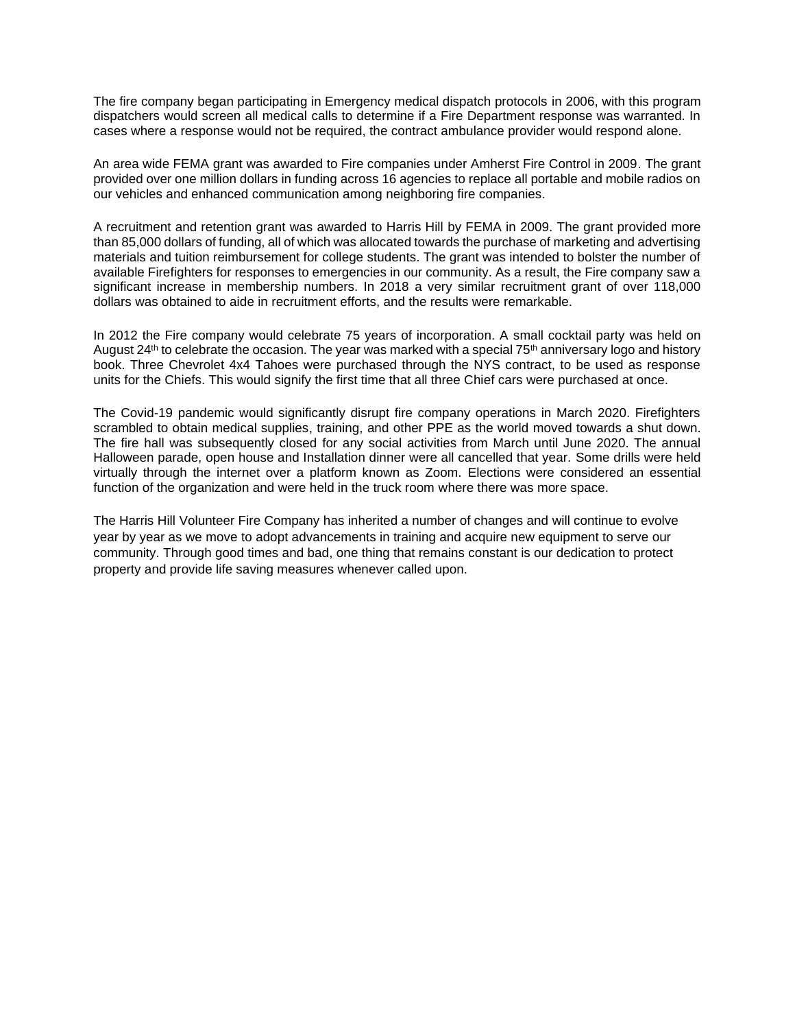The fire company began participating in Emergency medical dispatch protocols in 2006, with this program dispatchers would screen all medical calls to determine if a Fire Department response was warranted. In cases where a response would not be required, the contract ambulance provider would respond alone.

An area wide FEMA grant was awarded to Fire companies under Amherst Fire Control in 2009. The grant provided over one million dollars in funding across 16 agencies to replace all portable and mobile radios on our vehicles and enhanced communication among neighboring fire companies.

A recruitment and retention grant was awarded to Harris Hill by FEMA in 2009. The grant provided more than 85,000 dollars of funding, all of which was allocated towards the purchase of marketing and advertising materials and tuition reimbursement for college students. The grant was intended to bolster the number of available Firefighters for responses to emergencies in our community. As a result, the Fire company saw a significant increase in membership numbers. In 2018 a very similar recruitment grant of over 118,000 dollars was obtained to aide in recruitment efforts, and the results were remarkable.

In 2012 the Fire company would celebrate 75 years of incorporation. A small cocktail party was held on August 24th to celebrate the occasion. The year was marked with a special 75th anniversary logo and history book. Three Chevrolet 4x4 Tahoes were purchased through the NYS contract, to be used as response units for the Chiefs. This would signify the first time that all three Chief cars were purchased at once.

The Covid-19 pandemic would significantly disrupt fire company operations in March 2020. Firefighters scrambled to obtain medical supplies, training, and other PPE as the world moved towards a shut down. The fire hall was subsequently closed for any social activities from March until June 2020. The annual Halloween parade, open house and Installation dinner were all cancelled that year. Some drills were held virtually through the internet over a platform known as Zoom. Elections were considered an essential function of the organization and were held in the truck room where there was more space.

The Harris Hill Volunteer Fire Company has inherited a number of changes and will continue to evolve year by year as we move to adopt advancements in training and acquire new equipment to serve our community. Through good times and bad, one thing that remains constant is our dedication to protect property and provide life saving measures whenever called upon.